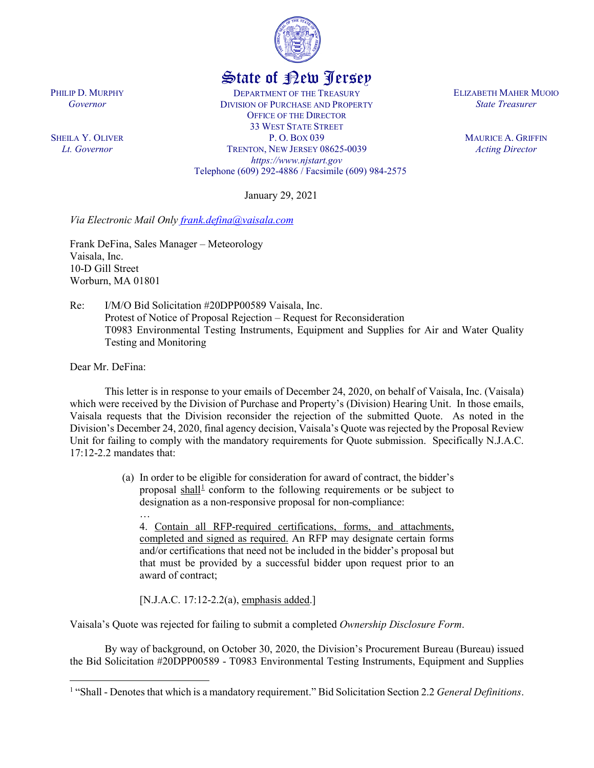State of New Jersey

PHILIP D. MURPHY
*Governor*

SHEILA Y. OLIVER
*Lt. Governor*

DEPARTMENT OF THE TREASURY
DIVISION OF PURCHASE AND PROPERTY
OFFICE OF THE DIRECTOR
33 WEST STATE STREET
P. O. BOX 039
TRENTON, NEW JERSEY 08625-0039
*https://www.njstart.gov*
Telephone (609) 292-4886 / Facsimile (609) 984-2575

ELIZABETH MAHER MUOIO
*State Treasurer*

MAURICE A. GRIFFIN
*Acting Director*

January 29, 2021

*Via Electronic Mail Only frank.defina@vaisala.com*

Frank DeFina, Sales Manager – Meteorology
Vaisala, Inc.
10-D Gill Street
Worburn, MA 01801

Re: I/M/O Bid Solicitation #20DPP00589 Vaisala, Inc.
Protest of Notice of Proposal Rejection – Request for Reconsideration
T0983 Environmental Testing Instruments, Equipment and Supplies for Air and Water Quality Testing and Monitoring

Dear Mr. DeFina:

This letter is in response to your emails of December 24, 2020, on behalf of Vaisala, Inc. (Vaisala) which were received by the Division of Purchase and Property's (Division) Hearing Unit. In those emails, Vaisala requests that the Division reconsider the rejection of the submitted Quote. As noted in the Division's December 24, 2020, final agency decision, Vaisala's Quote was rejected by the Proposal Review Unit for failing to comply with the mandatory requirements for Quote submission. Specifically N.J.A.C. 17:12-2.2 mandates that:

> (a) In order to be eligible for consideration for award of contract, the bidder's proposal <u>shall</u>[1] conform to the following requirements or be subject to designation as a non-responsive proposal for non-compliance:
>
> …
>
> 4. <u>Contain all RFP-required certifications, forms, and attachments, completed and signed as required.</u> An RFP may designate certain forms and/or certifications that need not be included in the bidder's proposal but that must be provided by a successful bidder upon request prior to an award of contract;
>
> [N.J.A.C. 17:12-2.2(a), <u>emphasis added</u>.]

Vaisala's Quote was rejected for failing to submit a completed *Ownership Disclosure Form*.

By way of background, on October 30, 2020, the Division's Procurement Bureau (Bureau) issued the Bid Solicitation #20DPP00589 - T0983 Environmental Testing Instruments, Equipment and Supplies

[1] "Shall - Denotes that which is a mandatory requirement." Bid Solicitation Section 2.2 *General Definitions*.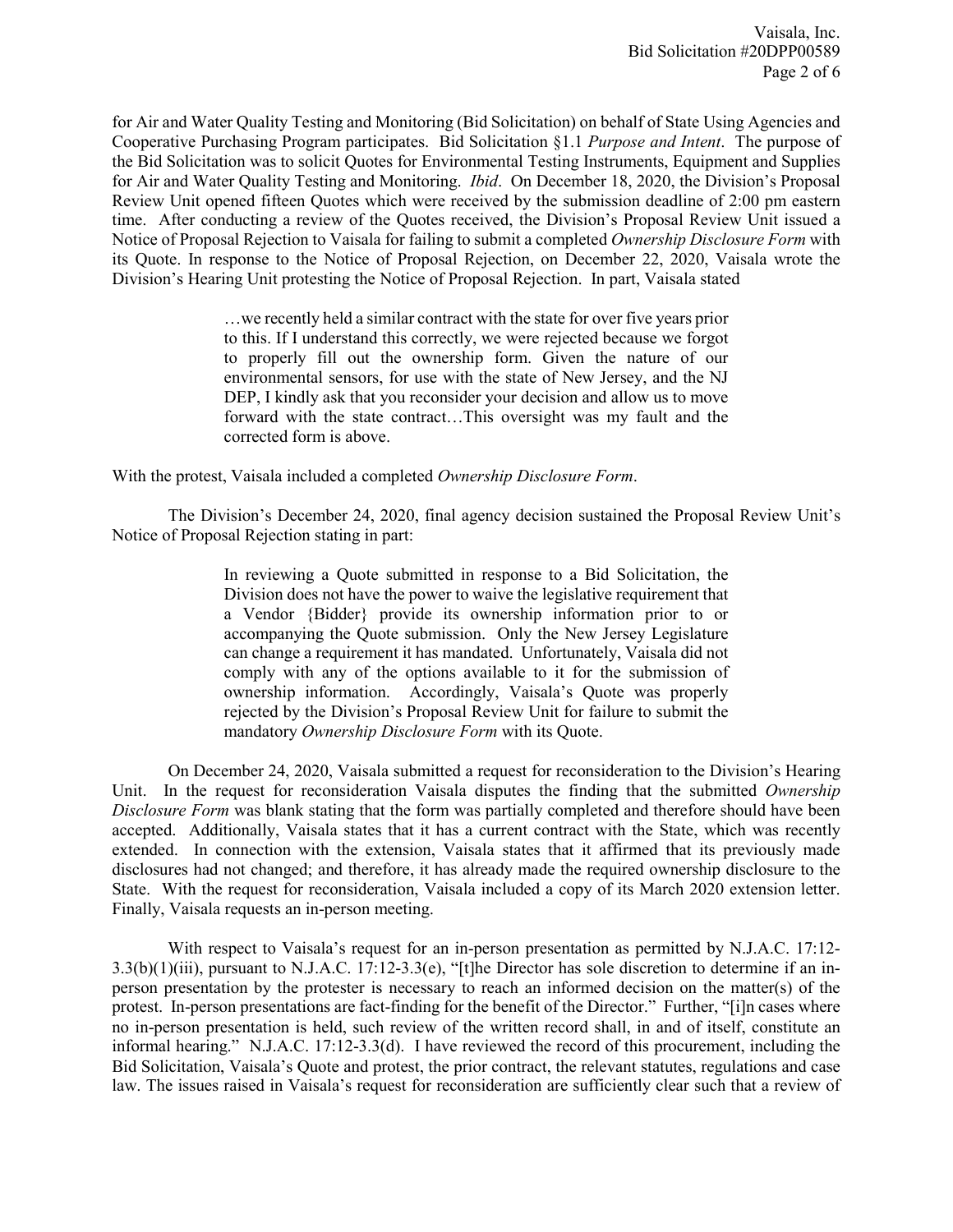for Air and Water Quality Testing and Monitoring (Bid Solicitation) on behalf of State Using Agencies and Cooperative Purchasing Program participates. Bid Solicitation §1.1 *Purpose and Intent*. The purpose of the Bid Solicitation was to solicit Quotes for Environmental Testing Instruments, Equipment and Supplies for Air and Water Quality Testing and Monitoring. *Ibid*. On December 18, 2020, the Division's Proposal Review Unit opened fifteen Quotes which were received by the submission deadline of 2:00 pm eastern time. After conducting a review of the Quotes received, the Division's Proposal Review Unit issued a Notice of Proposal Rejection to Vaisala for failing to submit a completed *Ownership Disclosure Form* with its Quote. In response to the Notice of Proposal Rejection, on December 22, 2020, Vaisala wrote the Division's Hearing Unit protesting the Notice of Proposal Rejection. In part, Vaisala stated

> …we recently held a similar contract with the state for over five years prior to this. If I understand this correctly, we were rejected because we forgot to properly fill out the ownership form. Given the nature of our environmental sensors, for use with the state of New Jersey, and the NJ DEP, I kindly ask that you reconsider your decision and allow us to move forward with the state contract…This oversight was my fault and the corrected form is above.

With the protest, Vaisala included a completed *Ownership Disclosure Form*.

The Division's December 24, 2020, final agency decision sustained the Proposal Review Unit's Notice of Proposal Rejection stating in part:

> In reviewing a Quote submitted in response to a Bid Solicitation, the Division does not have the power to waive the legislative requirement that a Vendor {Bidder} provide its ownership information prior to or accompanying the Quote submission. Only the New Jersey Legislature can change a requirement it has mandated. Unfortunately, Vaisala did not comply with any of the options available to it for the submission of ownership information. Accordingly, Vaisala's Quote was properly rejected by the Division's Proposal Review Unit for failure to submit the mandatory *Ownership Disclosure Form* with its Quote.

On December 24, 2020, Vaisala submitted a request for reconsideration to the Division's Hearing Unit. In the request for reconsideration Vaisala disputes the finding that the submitted *Ownership Disclosure Form* was blank stating that the form was partially completed and therefore should have been accepted. Additionally, Vaisala states that it has a current contract with the State, which was recently extended. In connection with the extension, Vaisala states that it affirmed that its previously made disclosures had not changed; and therefore, it has already made the required ownership disclosure to the State. With the request for reconsideration, Vaisala included a copy of its March 2020 extension letter. Finally, Vaisala requests an in-person meeting.

With respect to Vaisala's request for an in-person presentation as permitted by N.J.A.C. 17:12-3.3(b)(1)(iii), pursuant to N.J.A.C. 17:12-3.3(e), "[t]he Director has sole discretion to determine if an in-person presentation by the protester is necessary to reach an informed decision on the matter(s) of the protest. In-person presentations are fact-finding for the benefit of the Director." Further, "[i]n cases where no in-person presentation is held, such review of the written record shall, in and of itself, constitute an informal hearing." N.J.A.C. 17:12-3.3(d). I have reviewed the record of this procurement, including the Bid Solicitation, Vaisala's Quote and protest, the prior contract, the relevant statutes, regulations and case law. The issues raised in Vaisala's request for reconsideration are sufficiently clear such that a review of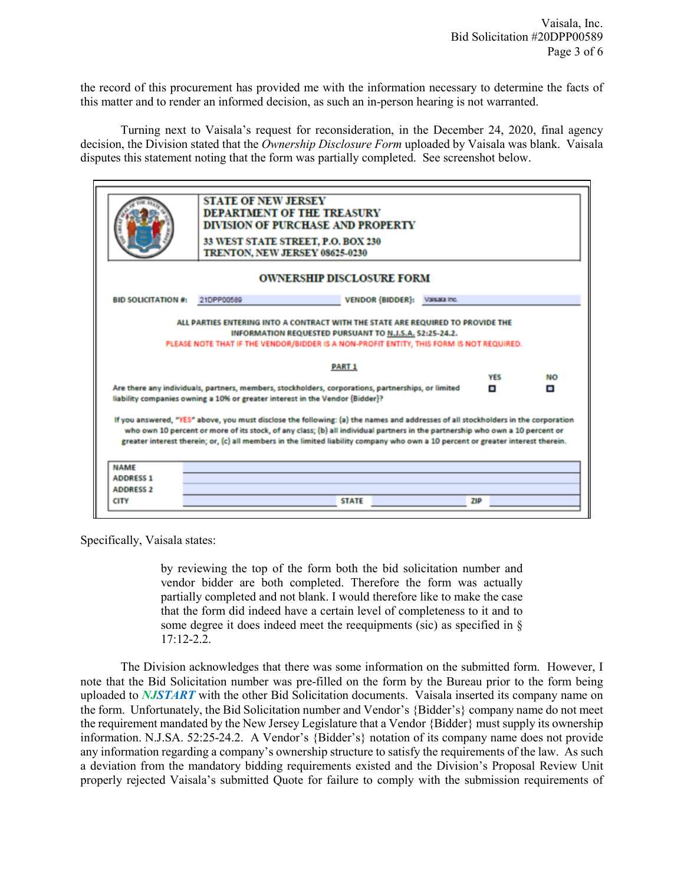the record of this procurement has provided me with the information necessary to determine the facts of this matter and to render an informed decision, as such an in-person hearing is not warranted.

Turning next to Vaisala's request for reconsideration, in the December 24, 2020, final agency decision, the Division stated that the *Ownership Disclosure Form* uploaded by Vaisala was blank. Vaisala disputes this statement noting that the form was partially completed. See screenshot below.

**STATE OF NEW JERSEY**
**DEPARTMENT OF THE TREASURY**
**DIVISION OF PURCHASE AND PROPERTY**
**33 WEST STATE STREET, P.O. BOX 230**
**TRENTON, NEW JERSEY 08625-0230**

**OWNERSHIP DISCLOSURE FORM**

**BID SOLICITATION #:** 21DPP00589 **VENDOR {BIDDER}:** Vaisala Inc.

ALL PARTIES ENTERING INTO A CONTRACT WITH THE STATE ARE REQUIRED TO PROVIDE THE INFORMATION REQUESTED PURSUANT TO N.J.S.A. 52:25-24.2.
PLEASE NOTE THAT IF THE VENDOR/BIDDER IS A NON-PROFIT ENTITY, THIS FORM IS NOT REQUIRED.

**PART 1**

| | YES | NO |
|---|---|---|
| Are there any individuals, partners, members, stockholders, corporations, partnerships, or limited liability companies owning a 10% or greater interest in the Vendor {Bidder}? | ☐ | ☐ |

If you answered, "YES" above, you must disclose the following: (a) the names and addresses of all stockholders in the corporation who own 10 percent or more of its stock, of any class; (b) all individual partners in the partnership who own a 10 percent or greater interest therein; or, (c) all members in the limited liability company who own a 10 percent or greater interest therein.

| | | | | | |
|---|---|---|---|---|---|
| NAME | | | | | |
| ADDRESS 1 | | | | | |
| ADDRESS 2 | | | | | |
| CITY | | STATE | | ZIP | |

Specifically, Vaisala states:

> by reviewing the top of the form both the bid solicitation number and vendor bidder are both completed. Therefore the form was actually partially completed and not blank. I would therefore like to make the case that the form did indeed have a certain level of completeness to it and to some degree it does indeed meet the reequipments (sic) as specified in § 17:12-2.2.

The Division acknowledges that there was some information on the submitted form. However, I note that the Bid Solicitation number was pre-filled on the form by the Bureau prior to the form being uploaded to ***NJSTART*** with the other Bid Solicitation documents. Vaisala inserted its company name on the form. Unfortunately, the Bid Solicitation number and Vendor's {Bidder's} company name do not meet the requirement mandated by the New Jersey Legislature that a Vendor {Bidder} must supply its ownership information. N.J.SA. 52:25-24.2. A Vendor's {Bidder's} notation of its company name does not provide any information regarding a company's ownership structure to satisfy the requirements of the law. As such a deviation from the mandatory bidding requirements existed and the Division's Proposal Review Unit properly rejected Vaisala's submitted Quote for failure to comply with the submission requirements of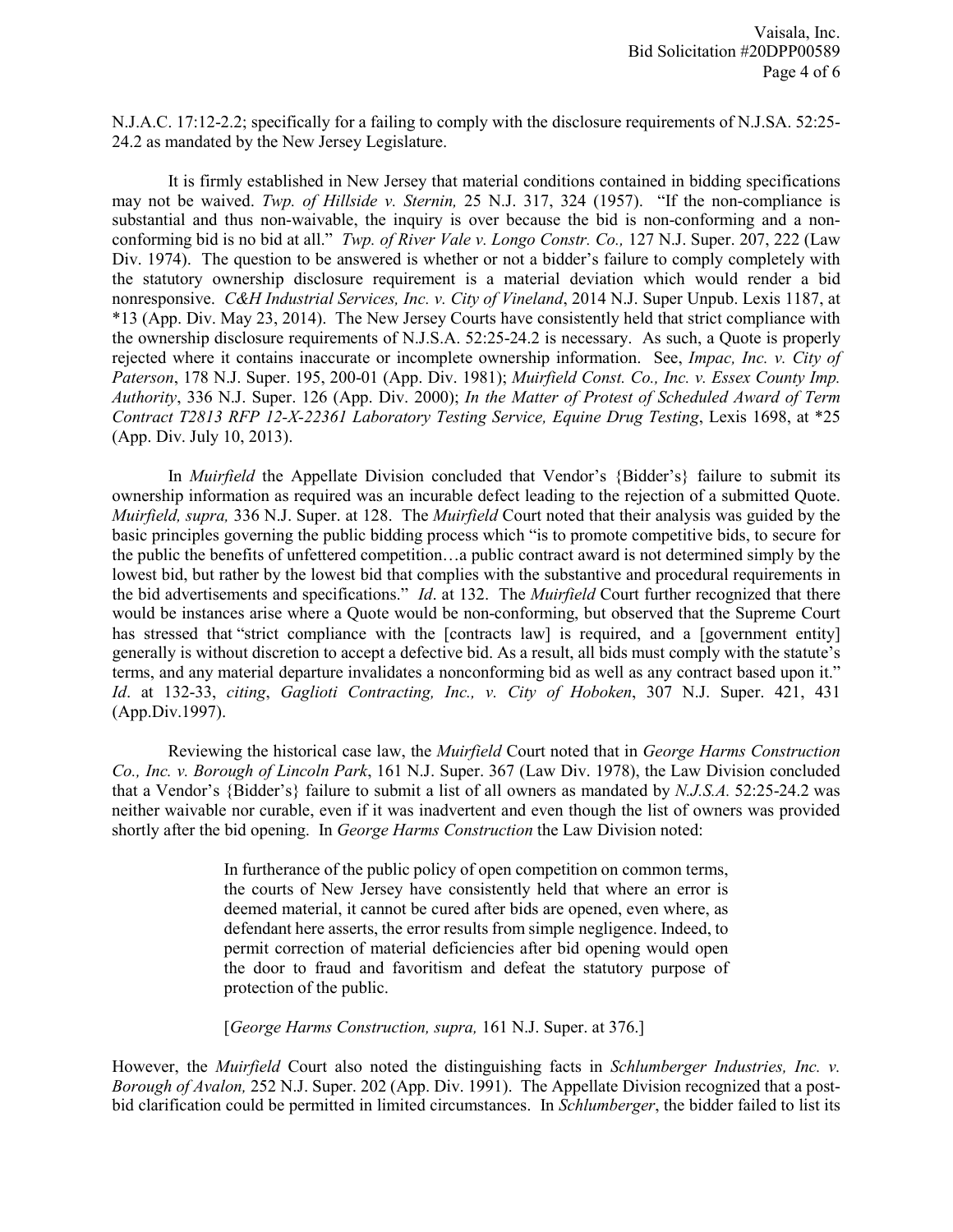N.J.A.C. 17:12-2.2; specifically for a failing to comply with the disclosure requirements of N.J.SA. 52:25-24.2 as mandated by the New Jersey Legislature.

It is firmly established in New Jersey that material conditions contained in bidding specifications may not be waived. *Twp. of Hillside v. Sternin,* 25 N.J. 317, 324 (1957). "If the non-compliance is substantial and thus non-waivable, the inquiry is over because the bid is non-conforming and a non-conforming bid is no bid at all." *Twp. of River Vale v. Longo Constr. Co.,* 127 N.J. Super. 207, 222 (Law Div. 1974). The question to be answered is whether or not a bidder's failure to comply completely with the statutory ownership disclosure requirement is a material deviation which would render a bid nonresponsive. *C&H Industrial Services, Inc. v. City of Vineland*, 2014 N.J. Super Unpub. Lexis 1187, at *13 (App. Div. May 23, 2014). The New Jersey Courts have consistently held that strict compliance with the ownership disclosure requirements of N.J.S.A. 52:25-24.2 is necessary. As such, a Quote is properly rejected where it contains inaccurate or incomplete ownership information. See, *Impac, Inc. v. City of Paterson*, 178 N.J. Super. 195, 200-01 (App. Div. 1981); *Muirfield Const. Co., Inc. v. Essex County Imp. Authority*, 336 N.J. Super. 126 (App. Div. 2000); *In the Matter of Protest of Scheduled Award of Term Contract T2813 RFP 12-X-22361 Laboratory Testing Service, Equine Drug Testing*, Lexis 1698, at *25 (App. Div. July 10, 2013).

In *Muirfield* the Appellate Division concluded that Vendor's {Bidder's} failure to submit its ownership information as required was an incurable defect leading to the rejection of a submitted Quote. *Muirfield, supra,* 336 N.J. Super. at 128. The *Muirfield* Court noted that their analysis was guided by the basic principles governing the public bidding process which "is to promote competitive bids, to secure for the public the benefits of unfettered competition…a public contract award is not determined simply by the lowest bid, but rather by the lowest bid that complies with the substantive and procedural requirements in the bid advertisements and specifications." *Id*. at 132. The *Muirfield* Court further recognized that there would be instances arise where a Quote would be non-conforming, but observed that the Supreme Court has stressed that "strict compliance with the [contracts law] is required, and a [government entity] generally is without discretion to accept a defective bid. As a result, all bids must comply with the statute's terms, and any material departure invalidates a nonconforming bid as well as any contract based upon it." *Id*. at 132-33, *citing*, *Gaglioti Contracting, Inc., v. City of Hoboken*, 307 N.J. Super. 421, 431 (App.Div.1997).

Reviewing the historical case law, the *Muirfield* Court noted that in *George Harms Construction Co., Inc. v. Borough of Lincoln Park*, 161 N.J. Super. 367 (Law Div. 1978), the Law Division concluded that a Vendor's {Bidder's} failure to submit a list of all owners as mandated by *N.J.S.A.* 52:25-24.2 was neither waivable nor curable, even if it was inadvertent and even though the list of owners was provided shortly after the bid opening. In *George Harms Construction* the Law Division noted:

> In furtherance of the public policy of open competition on common terms, the courts of New Jersey have consistently held that where an error is deemed material, it cannot be cured after bids are opened, even where, as defendant here asserts, the error results from simple negligence. Indeed, to permit correction of material deficiencies after bid opening would open the door to fraud and favoritism and defeat the statutory purpose of protection of the public.
>
> [*George Harms Construction, supra,* 161 N.J. Super. at 376.]

However, the *Muirfield* Court also noted the distinguishing facts in *Schlumberger Industries, Inc. v. Borough of Avalon,* 252 N.J. Super. 202 (App. Div. 1991). The Appellate Division recognized that a post-bid clarification could be permitted in limited circumstances. In *Schlumberger*, the bidder failed to list its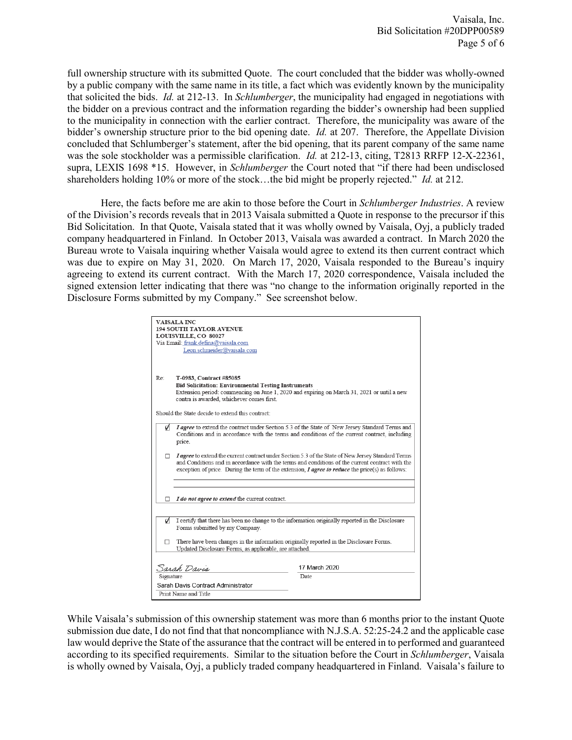full ownership structure with its submitted Quote. The court concluded that the bidder was wholly-owned by a public company with the same name in its title, a fact which was evidently known by the municipality that solicited the bids. *Id.* at 212-13. In *Schlumberger*, the municipality had engaged in negotiations with the bidder on a previous contract and the information regarding the bidder's ownership had been supplied to the municipality in connection with the earlier contract. Therefore, the municipality was aware of the bidder's ownership structure prior to the bid opening date. *Id.* at 207. Therefore, the Appellate Division concluded that Schlumberger's statement, after the bid opening, that its parent company of the same name was the sole stockholder was a permissible clarification. *Id.* at 212-13, citing, T2813 RRFP 12-X-22361, supra, LEXIS 1698 *15. However, in *Schlumberger* the Court noted that "if there had been undisclosed shareholders holding 10% or more of the stock…the bid might be properly rejected." *Id.* at 212.

Here, the facts before me are akin to those before the Court in *Schlumberger Industries*. A review of the Division's records reveals that in 2013 Vaisala submitted a Quote in response to the precursor if this Bid Solicitation. In that Quote, Vaisala stated that it was wholly owned by Vaisala, Oyj, a publicly traded company headquartered in Finland. In October 2013, Vaisala was awarded a contract. In March 2020 the Bureau wrote to Vaisala inquiring whether Vaisala would agree to extend its then current contract which was due to expire on May 31, 2020. On March 17, 2020, Vaisala responded to the Bureau's inquiry agreeing to extend its current contract. With the March 17, 2020 correspondence, Vaisala included the signed extension letter indicating that there was "no change to the information originally reported in the Disclosure Forms submitted by my Company." See screenshot below.

> **VAISALA INC**
> **194 SOUTH TAYLOR AVENUE**
> **LOUISVILLE, CO 80027**
> Via Email: frank.defina@vaisala.com
> Leon.schneider@vaisala.com
>
> Re: **T-0983, Contract #85085**
> **Bid Solicitation: Environmental Testing Instruments**
> Extension period: commencing on June 1, 2020 and expiring on March 31, 2021 or until a new contra is awarded, whichever comes first.
>
> Should the State decide to extend this contract:
>
> ☑ ***I agree*** to extend the contract under Section 5.3 of the State of New Jersey Standard Terms and Conditions and in accordance with the terms and conditions of the current contract, including price.
>
> ☐ ***I agree*** to extend the current contract under Section 5.3 of the State of New Jersey Standard Terms and Conditions and in accordance with the terms and conditions of the current contract with the exception of price. During the term of the extension, ***I agree to reduce*** the price(s) as follows:
>
> ☐ ***I do not agree to extend*** the current contract.
>
> ☑ I certify that there has been no change to the information originally reported in the Disclosure Forms submitted by my Company.
>
> ☐ There have been changes in the information originally reported in the Disclosure Forms. Updated Disclosure Forms, as applicable, are attached.
>
> *Sarah Davis* — Signature
> 17 March 2020 — Date
> Sarah Davis Contract Administrator — Print Name and Title

While Vaisala's submission of this ownership statement was more than 6 months prior to the instant Quote submission due date, I do not find that that noncompliance with N.J.S.A. 52:25-24.2 and the applicable case law would deprive the State of the assurance that the contract will be entered in to performed and guaranteed according to its specified requirements. Similar to the situation before the Court in *Schlumberger*, Vaisala is wholly owned by Vaisala, Oyj, a publicly traded company headquartered in Finland. Vaisala's failure to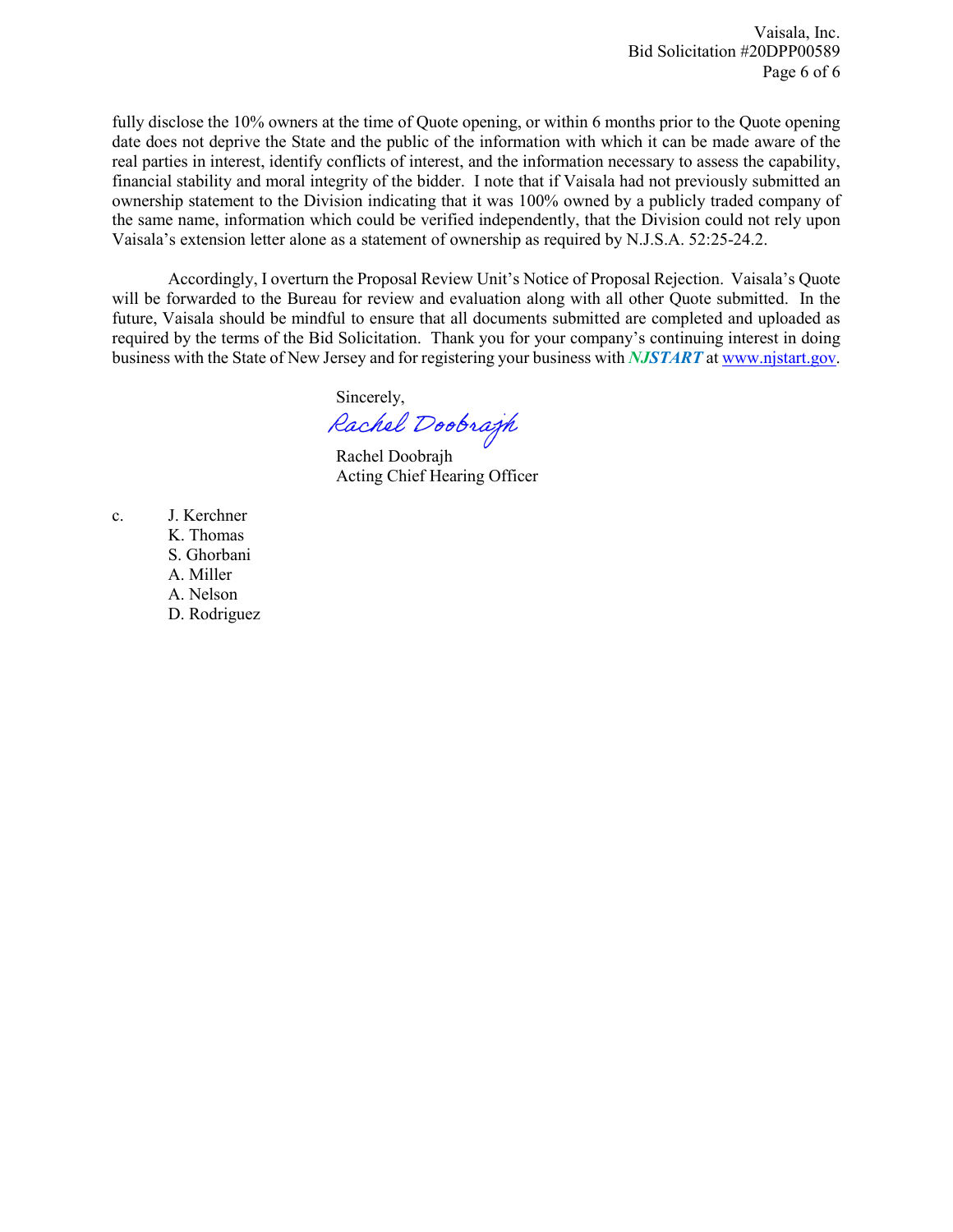fully disclose the 10% owners at the time of Quote opening, or within 6 months prior to the Quote opening date does not deprive the State and the public of the information with which it can be made aware of the real parties in interest, identify conflicts of interest, and the information necessary to assess the capability, financial stability and moral integrity of the bidder. I note that if Vaisala had not previously submitted an ownership statement to the Division indicating that it was 100% owned by a publicly traded company of the same name, information which could be verified independently, that the Division could not rely upon Vaisala's extension letter alone as a statement of ownership as required by N.J.S.A. 52:25-24.2.

Accordingly, I overturn the Proposal Review Unit's Notice of Proposal Rejection. Vaisala's Quote will be forwarded to the Bureau for review and evaluation along with all other Quote submitted. In the future, Vaisala should be mindful to ensure that all documents submitted are completed and uploaded as required by the terms of the Bid Solicitation. Thank you for your company's continuing interest in doing business with the State of New Jersey and for registering your business with ***NJSTART*** at www.njstart.gov.

Sincerely,

*Rachel Doobrajh*

Rachel Doobrajh
Acting Chief Hearing Officer

c. J. Kerchner
K. Thomas
S. Ghorbani
A. Miller
A. Nelson
D. Rodriguez